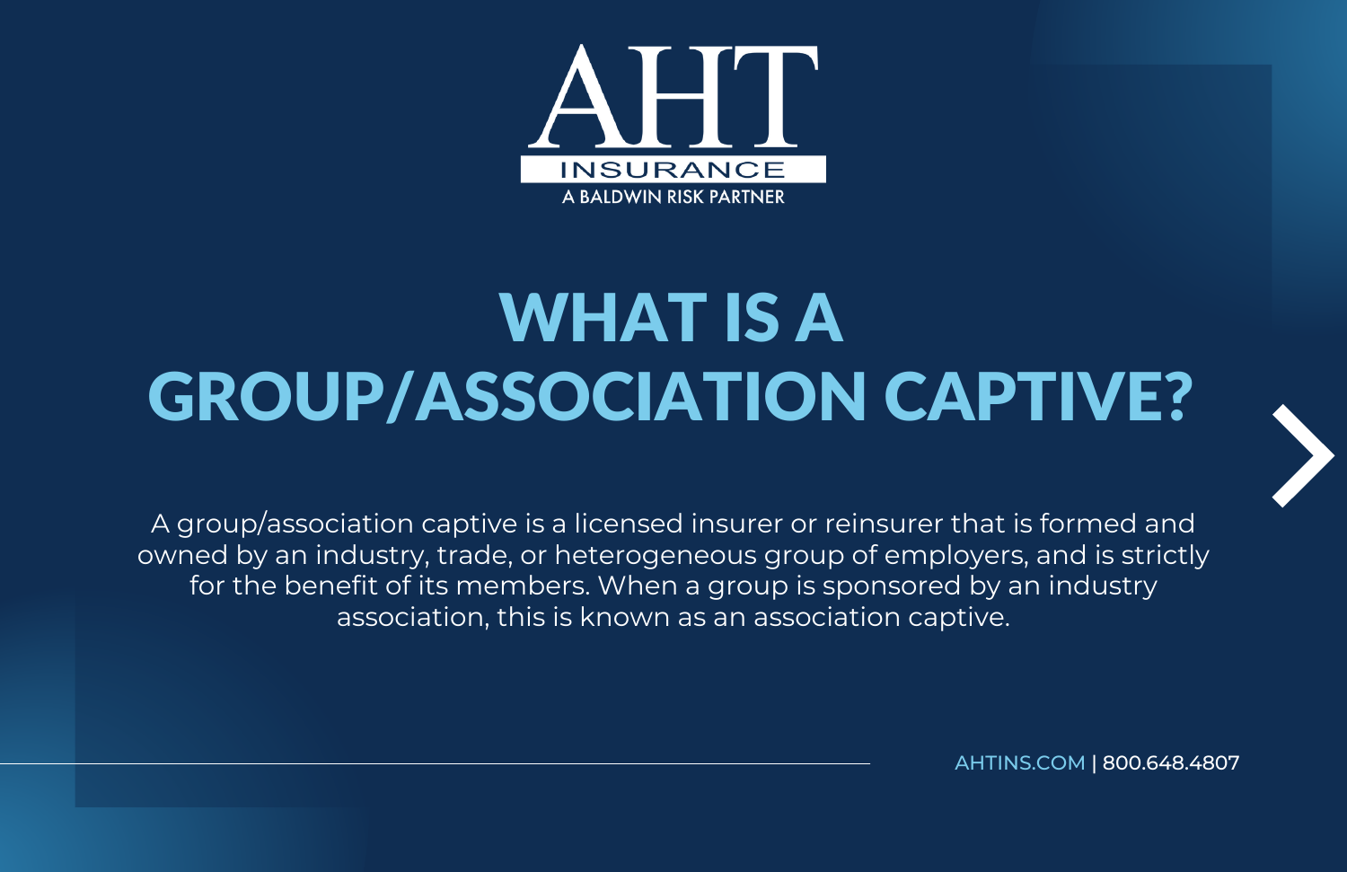AHT INSURANCE
A BALDWIN RISK PARTNER

# WHAT IS A GROUP/ASSOCIATION CAPTIVE?

A group/association captive is a licensed insurer or reinsurer that is formed and owned by an industry, trade, or heterogeneous group of employers, and is strictly for the benefit of its members. When a group is sponsored by an industry association, this is known as an association captive.

AHTINS.COM | 800.648.4807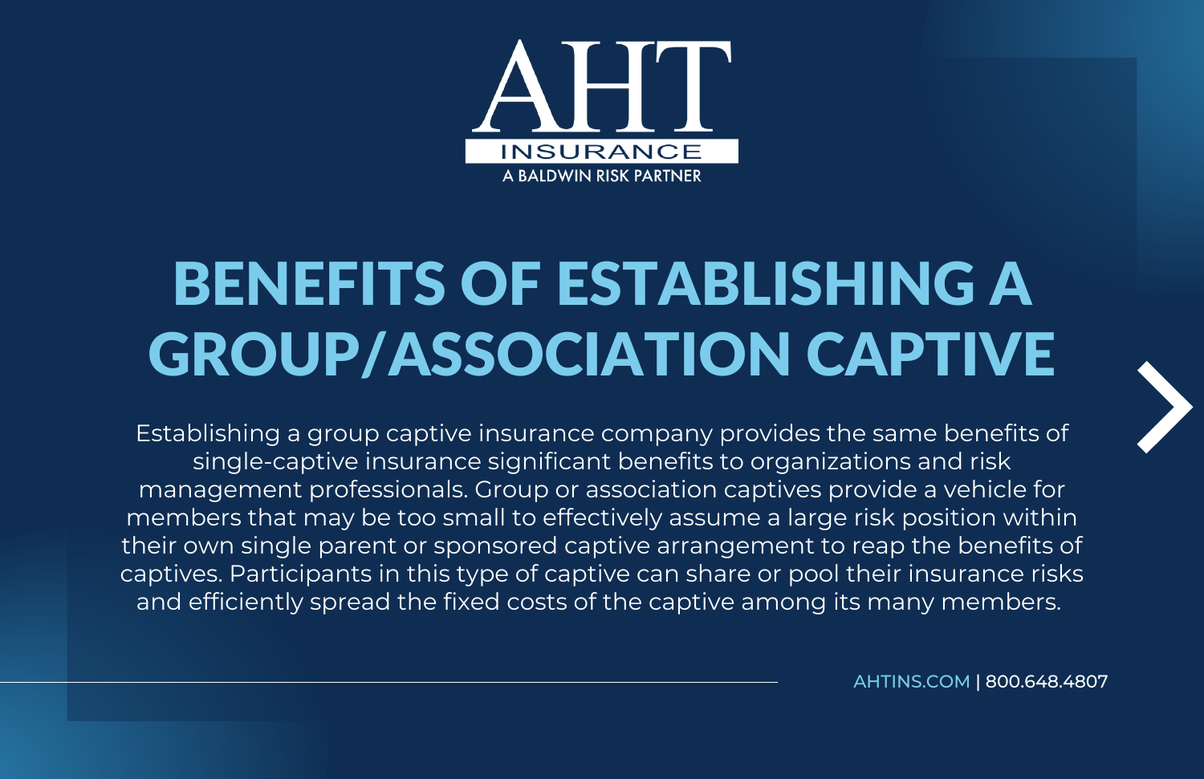AHT INSURANCE
A BALDWIN RISK PARTNER

# BENEFITS OF ESTABLISHING A GROUP/ASSOCIATION CAPTIVE

Establishing a group captive insurance company provides the same benefits of single-captive insurance significant benefits to organizations and risk management professionals. Group or association captives provide a vehicle for members that may be too small to effectively assume a large risk position within their own single parent or sponsored captive arrangement to reap the benefits of captives. Participants in this type of captive can share or pool their insurance risks and efficiently spread the fixed costs of the captive among its many members.

AHTINS.COM | 800.648.4807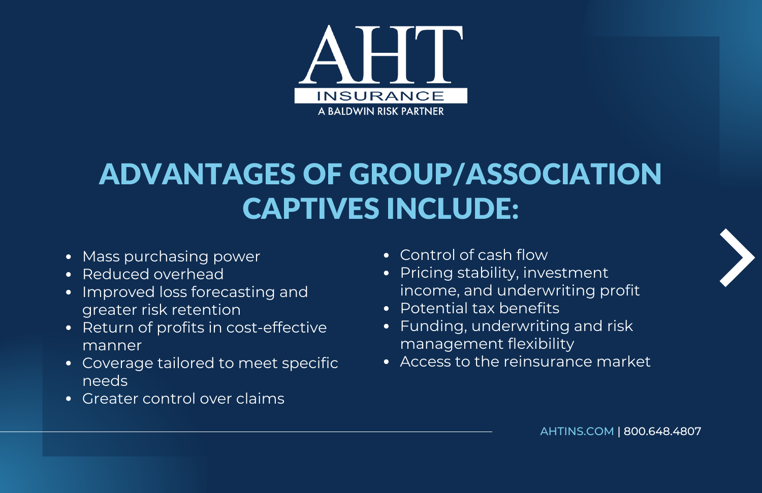AHT INSURANCE
A BALDWIN RISK PARTNER

# ADVANTAGES OF GROUP/ASSOCIATION CAPTIVES INCLUDE:

- Mass purchasing power
- Reduced overhead
- Improved loss forecasting and greater risk retention
- Return of profits in cost-effective manner
- Coverage tailored to meet specific needs
- Greater control over claims
- Control of cash flow
- Pricing stability, investment income, and underwriting profit
- Potential tax benefits
- Funding, underwriting and risk management flexibility
- Access to the reinsurance market

AHTINS.COM | 800.648.4807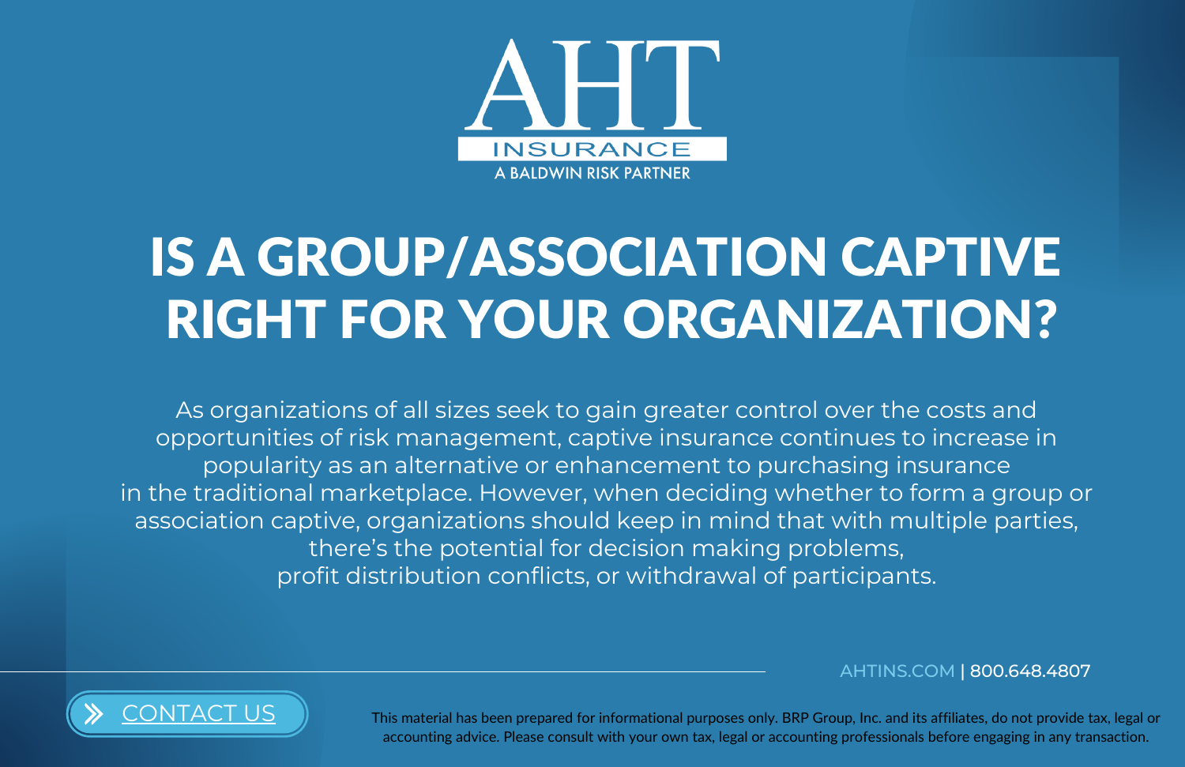AHT

INSURANCE

A BALDWIN RISK PARTNER

# IS A GROUP/ASSOCIATION CAPTIVE RIGHT FOR YOUR ORGANIZATION?

As organizations of all sizes seek to gain greater control over the costs and opportunities of risk management, captive insurance continues to increase in popularity as an alternative or enhancement to purchasing insurance in the traditional marketplace. However, when deciding whether to form a group or association captive, organizations should keep in mind that with multiple parties, there's the potential for decision making problems, profit distribution conflicts, or withdrawal of participants.

AHTINS.COM | 800.648.4807

CONTACT US

This material has been prepared for informational purposes only. BRP Group, Inc. and its affiliates, do not provide tax, legal or accounting advice. Please consult with your own tax, legal or accounting professionals before engaging in any transaction.